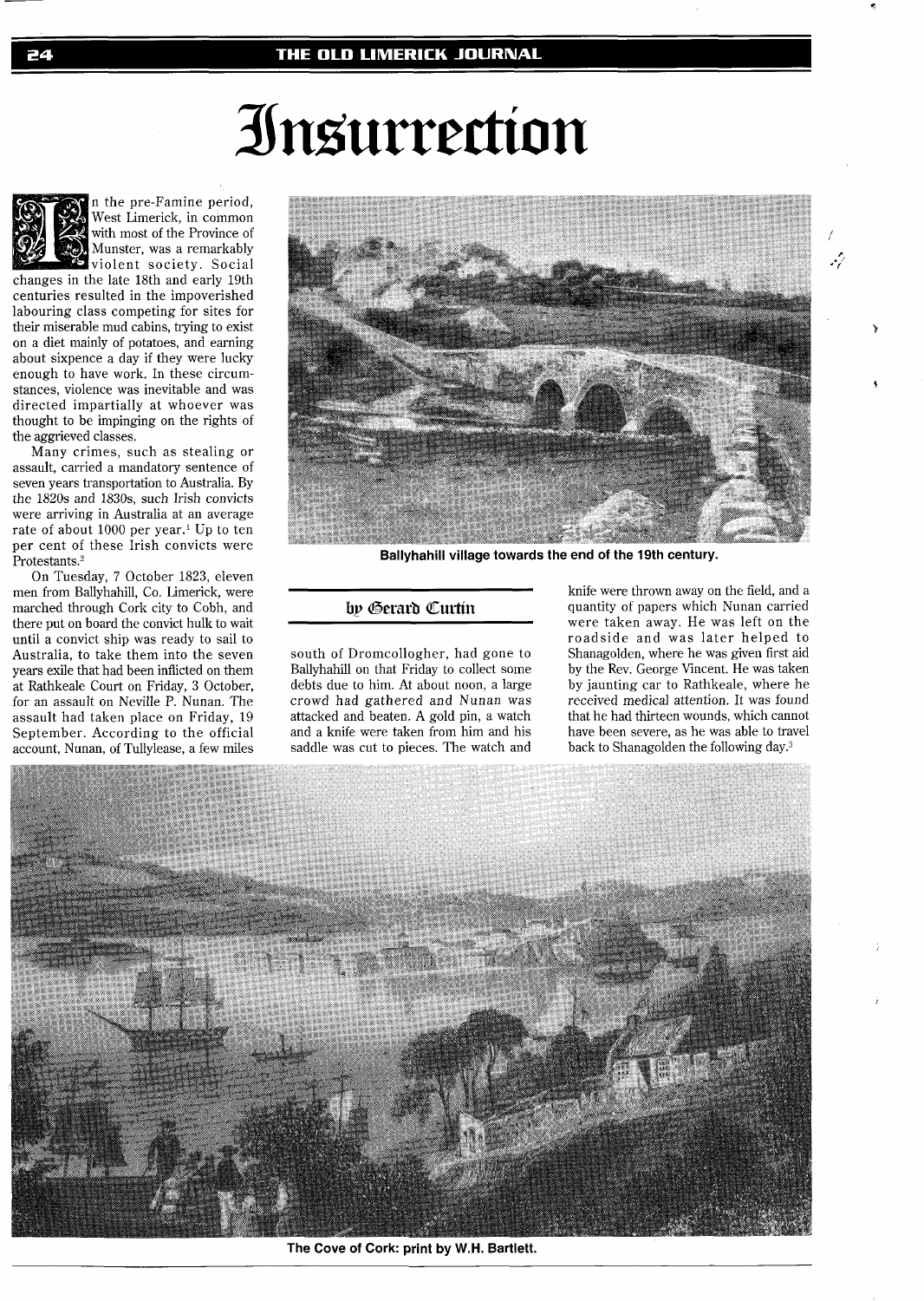# Insurrection

**by Gerard Curtin**

In the pre-Famine period, West Limerick, in common with most of the Province of Munster, was a remarkably violent society. Social changes in the late 18th and early 19th centuries resulted in the impoverished labouring class competing for sites for their miserable mud cabins, trying to exist on a diet mainly of potatoes, and earning about sixpence a day if they were lucky enough to have work. In these circumstances, violence was inevitable and was directed impartially at whoever was thought to be impinging on the rights of the aggrieved classes.

Many crimes, such as stealing or assault, carried a mandatory sentence of seven years transportation to Australia. By the 1820s and 1830s, such Irish convicts were arriving in Australia at an average rate of about 1000 per year.[1] Up to ten per cent of these Irish convicts were Protestants.[2]

On Tuesday, 7 October 1823, eleven men from Ballyhahill, Co. Limerick, were marched through Cork city to Cobh, and there put on board the convict hulk to wait until a convict ship was ready to sail to Australia, to take them into the seven years exile that had been inflicted on them at Rathkeale Court on Friday, 3 October, for an assault on Neville P. Nunan. The assault had taken place on Friday, 19 September. According to the official account, Nunan, of Tullylease, a few miles south of Dromcollogher, had gone to Ballyhahill on that Friday to collect some debts due to him. At about noon, a large crowd had gathered and Nunan was attacked and beaten. A gold pin, a watch and a knife were taken from him and his saddle was cut to pieces. The watch and knife were thrown away on the field, and a quantity of papers which Nunan carried were taken away. He was left on the roadside and was later helped to Shanagolden, where he was given first aid by the Rev. George Vincent. He was taken by jaunting car to Rathkeale, where he received medical attention. It was found that he had thirteen wounds, which cannot have been severe, as he was able to travel back to Shanagolden the following day.[3]

Ballyhahill village towards the end of the 19th century.

The Cove of Cork: print by W.H. Bartlett.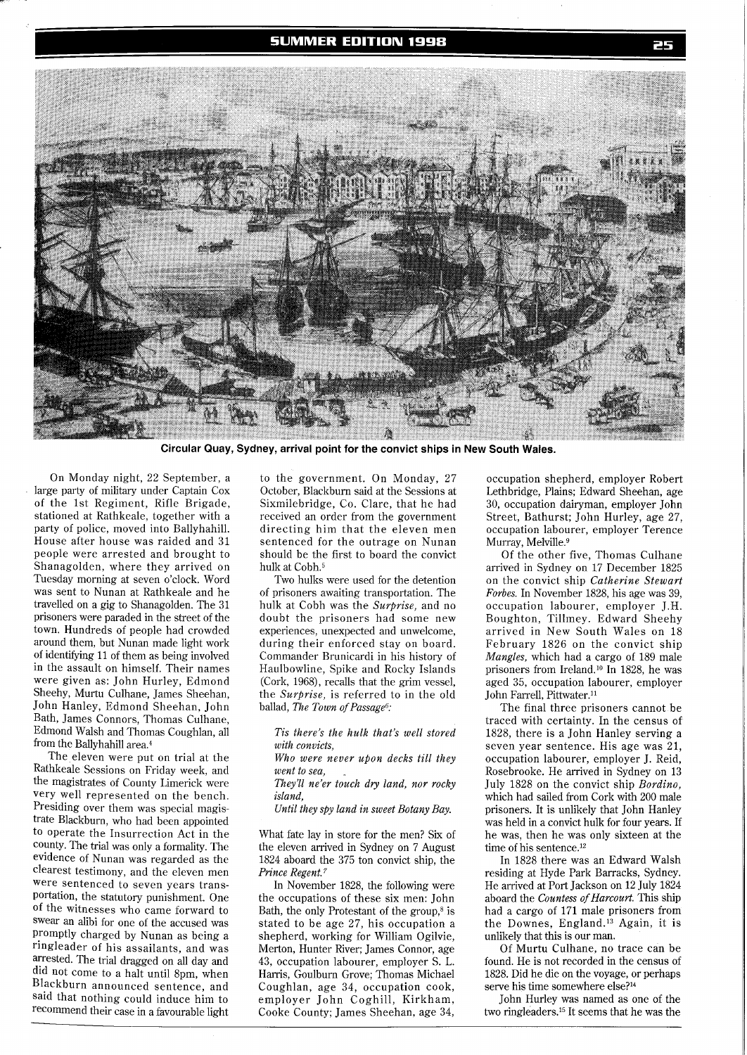Circular Quay, Sydney, arrival point for the convict ships in New South Wales.

On Monday night, 22 September, a large party of military under Captain Cox of the 1st Regiment, Rifle Brigade, stationed at Rathkeale, together with a party of police, moved into Ballyhahill. House after house was raided and 31 people were arrested and brought to Shanagolden, where they arrived on Tuesday morning at seven o'clock. Word was sent to Nunan at Rathkeale and he travelled on a gig to Shanagolden. The 31 prisoners were paraded in the street of the town. Hundreds of people had crowded around them, but Nunan made light work of identifying 11 of them as being involved in the assault on himself. Their names were given as: John Hurley, Edmond Sheehy, Murtu Culhane, James Sheehan, John Hanley, Edmond Sheehan, John Bath, James Connors, Thomas Culhane, Edmond Walsh and Thomas Coughlan, all from the Ballyhahill area.[4]

The eleven were put on trial at the Rathkeale Sessions on Friday week, and the magistrates of County Limerick were very well represented on the bench. Presiding over them was special magistrate Blackburn, who had been appointed to operate the Insurrection Act in the county. The trial was only a formality. The evidence of Nunan was regarded as the clearest testimony, and the eleven men were sentenced to seven years transportation, the statutory punishment. One of the witnesses who came forward to swear an alibi for one of the accused was promptly charged by Nunan as being a ringleader of his assailants, and was arrested. The trial dragged on all day and did not come to a halt until 8pm, when Blackburn announced sentence, and said that nothing could induce him to recommend their case in a favourable light to the government. On Monday, 27 October, Blackburn said at the Sessions at Sixmilebridge, Co. Clare, that he had received an order from the government directing him that the eleven men sentenced for the outrage on Nunan should be the first to board the convict hulk at Cobh.[5]

Two hulks were used for the detention of prisoners awaiting transportation. The hulk at Cobh was the *Surprise*, and no doubt the prisoners had some new experiences, unexpected and unwelcome, during their enforced stay on board. Commander Brunicardi in his history of Haulbowline, Spike and Rocky Islands (Cork, 1968), recalls that the grim vessel, the *Surprise*, is referred to in the old ballad, *The Town of Passage*[6]:

> *Tis there's the hulk that's well stored with convicts,*
> *Who were never upon decks till they went to sea,*
> *They'll ne'er touch dry land, nor rocky island,*
> *Until they spy land in sweet Botany Bay.*

What fate lay in store for the men? Six of the eleven arrived in Sydney on 7 August 1824 aboard the 375 ton convict ship, the *Prince Regent*.[7]

In November 1828, the following were the occupations of these six men: John Bath, the only Protestant of the group,[8] is stated to be age 27, his occupation a shepherd, working for William Ogilvie, Merton, Hunter River; James Connor, age 43, occupation labourer, employer S. L. Harris, Goulburn Grove; Thomas Michael Coughlan, age 34, occupation cook, employer John Coghill, Kirkham, Cooke County; James Sheehan, age 34, occupation shepherd, employer Robert Lethbridge, Plains; Edward Sheehan, age 30, occupation dairyman, employer John Street, Bathurst; John Hurley, age 27, occupation labourer, employer Terence Murray, Melville.[9]

Of the other five, Thomas Culhane arrived in Sydney on 17 December 1825 on the convict ship *Catherine Stewart Forbes*. In November 1828, his age was 39, occupation labourer, employer J.H. Boughton, Tillmey. Edward Sheehy arrived in New South Wales on 18 February 1826 on the convict ship *Mangles*, which had a cargo of 189 male prisoners from Ireland.[10] In 1828, he was aged 35, occupation labourer, employer John Farrell, Pittwater.[11]

The final three prisoners cannot be traced with certainty. In the census of 1828, there is a John Hanley serving a seven year sentence. His age was 21, occupation labourer, employer J. Reid, Rosebrooke. He arrived in Sydney on 13 July 1828 on the convict ship *Bordino*, which had sailed from Cork with 200 male prisoners. It is unlikely that John Hanley was held in a convict hulk for four years. If he was, then he was only sixteen at the time of his sentence.[12]

In 1828 there was an Edward Walsh residing at Hyde Park Barracks, Sydney. He arrived at Port Jackson on 12 July 1824 aboard the *Countess of Harcourt*. This ship had a cargo of 171 male prisoners from the Downes, England.[13] Again, it is unlikely that this is our man.

Of Murtu Culhane, no trace can be found. He is not recorded in the census of 1828. Did he die on the voyage, or perhaps serve his time somewhere else?[14]

John Hurley was named as one of the two ringleaders.[15] It seems that he was the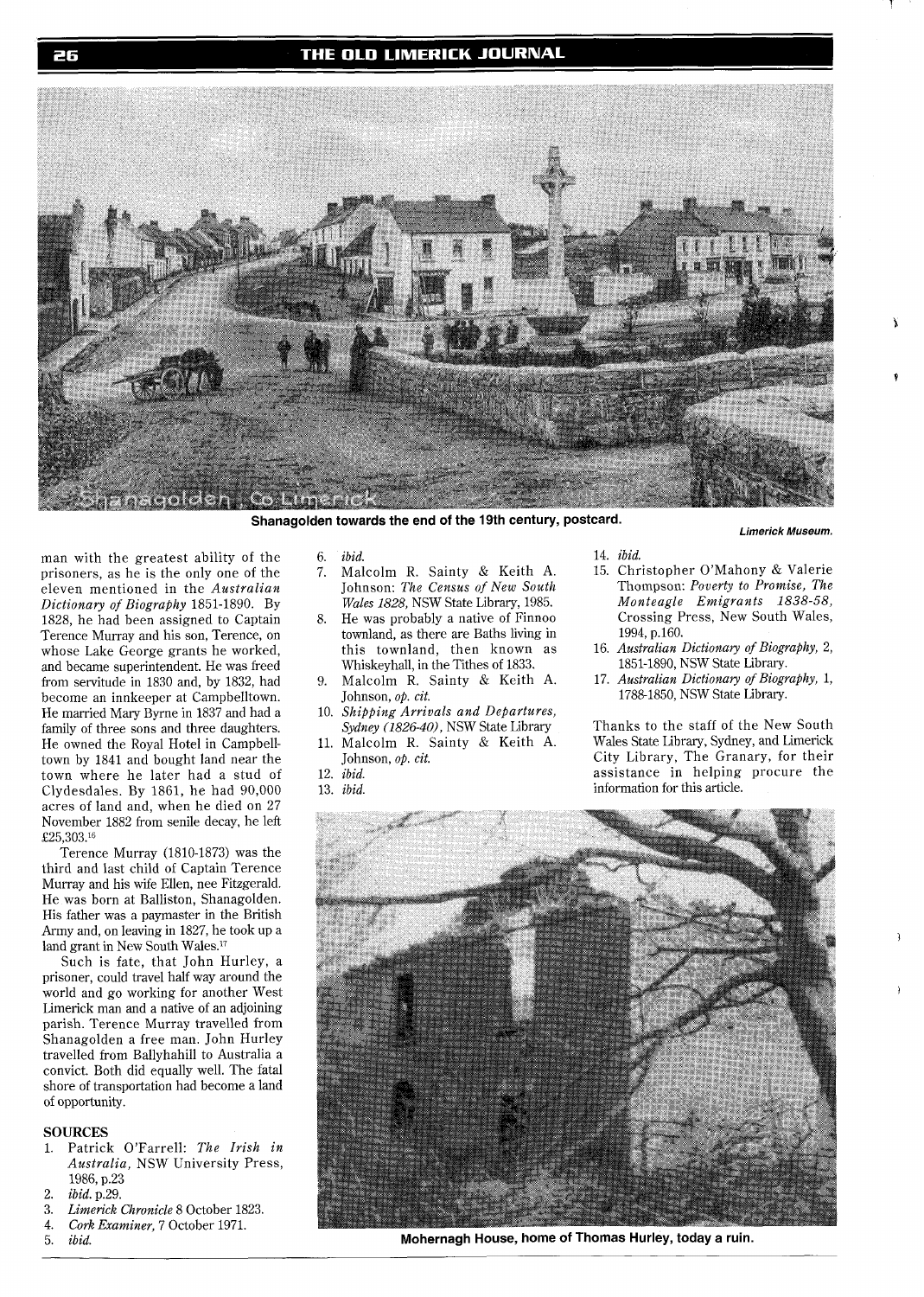Shanagolden towards the end of the 19th century, postcard. *Limerick Museum.*

man with the greatest ability of the prisoners, as he is the only one of the eleven mentioned in the *Australian Dictionary of Biography* 1851-1890. By 1828, he had been assigned to Captain Terence Murray and his son, Terence, on whose Lake George grants he worked, and became superintendent. He was freed from servitude in 1830 and, by 1832, had become an innkeeper at Campbelltown. He married Mary Byrne in 1837 and had a family of three sons and three daughters. He owned the Royal Hotel in Campbelltown by 1841 and bought land near the town where he later had a stud of Clydesdales. By 1861, he had 90,000 acres of land and, when he died on 27 November 1882 from senile decay, he left £25,303.[16]

Terence Murray (1810-1873) was the third and last child of Captain Terence Murray and his wife Ellen, nee Fitzgerald. He was born at Balliston, Shanagolden. His father was a paymaster in the British Army and, on leaving in 1827, he took up a land grant in New South Wales.[17]

Such is fate, that John Hurley, a prisoner, could travel half way around the world and go working for another West Limerick man and a native of an adjoining parish. Terence Murray travelled from Shanagolden a free man. John Hurley travelled from Ballyhahill to Australia a convict. Both did equally well. The fatal shore of transportation had become a land of opportunity.

## SOURCES

1. Patrick O'Farrell: *The Irish in Australia*, NSW University Press, 1986, p.23
2. *ibid.* p.29.
3. *Limerick Chronicle* 8 October 1823.
4. *Cork Examiner*, 7 October 1971.
5. *ibid.*
6. *ibid.*
7. Malcolm R. Sainty & Keith A. Johnson: *The Census of New South Wales 1828*, NSW State Library, 1985.
8. He was probably a native of Finnoo townland, as there are Baths living in this townland, then known as Whiskeyhall, in the Tithes of 1833.
9. Malcolm R. Sainty & Keith A. Johnson, *op. cit.*
10. *Shipping Arrivals and Departures, Sydney (1826-40)*, NSW State Library
11. Malcolm R. Sainty & Keith A. Johnson, *op. cit.*
12. *ibid.*
13. *ibid.*
14. *ibid.*
15. Christopher O'Mahony & Valerie Thompson: *Poverty to Promise, The Monteagle Emigrants 1838-58*, Crossing Press, New South Wales, 1994, p.160.
16. *Australian Dictionary of Biography*, 2, 1851-1890, NSW State Library.
17. *Australian Dictionary of Biography*, 1, 1788-1850, NSW State Library.

Thanks to the staff of the New South Wales State Library, Sydney, and Limerick City Library, The Granary, for their assistance in helping procure the information for this article.

Mohernagh House, home of Thomas Hurley, today a ruin.